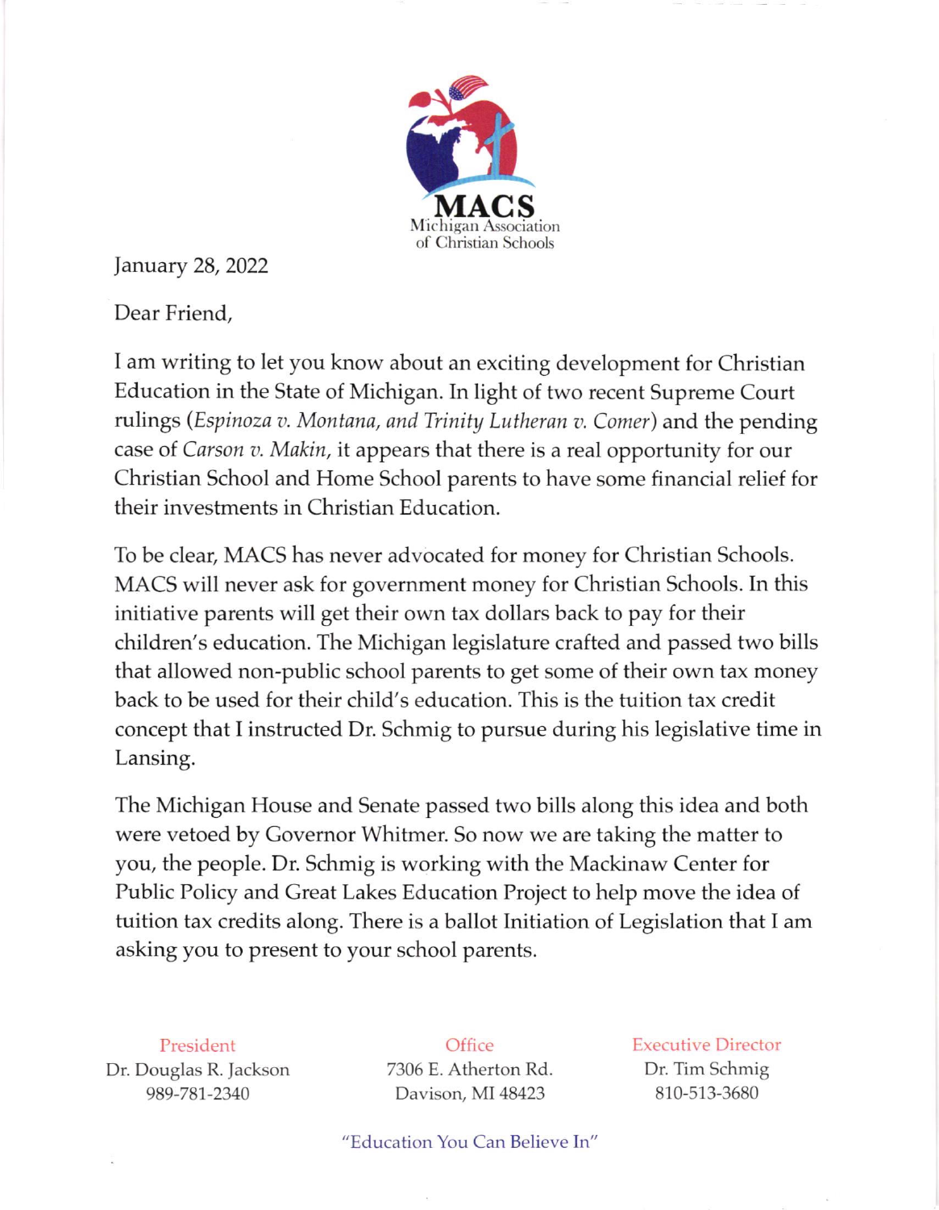MACS
Michigan Association
of Christian Schools

January 28, 2022

Dear Friend,

I am writing to let you know about an exciting development for Christian Education in the State of Michigan. In light of two recent Supreme Court rulings (*Espinoza v. Montana, and Trinity Lutheran v. Comer*) and the pending case of *Carson v. Makin*, it appears that there is a real opportunity for our Christian School and Home School parents to have some financial relief for their investments in Christian Education.

To be clear, MACS has never advocated for money for Christian Schools. MACS will never ask for government money for Christian Schools. In this initiative parents will get their own tax dollars back to pay for their children's education. The Michigan legislature crafted and passed two bills that allowed non-public school parents to get some of their own tax money back to be used for their child's education. This is the tuition tax credit concept that I instructed Dr. Schmig to pursue during his legislative time in Lansing.

The Michigan House and Senate passed two bills along this idea and both were vetoed by Governor Whitmer. So now we are taking the matter to you, the people. Dr. Schmig is working with the Mackinaw Center for Public Policy and Great Lakes Education Project to help move the idea of tuition tax credits along. There is a ballot Initiation of Legislation that I am asking you to present to your school parents.

President
Dr. Douglas R. Jackson
989-781-2340

Office
7306 E. Atherton Rd.
Davison, MI 48423

Executive Director
Dr. Tim Schmig
810-513-3680

"Education You Can Believe In"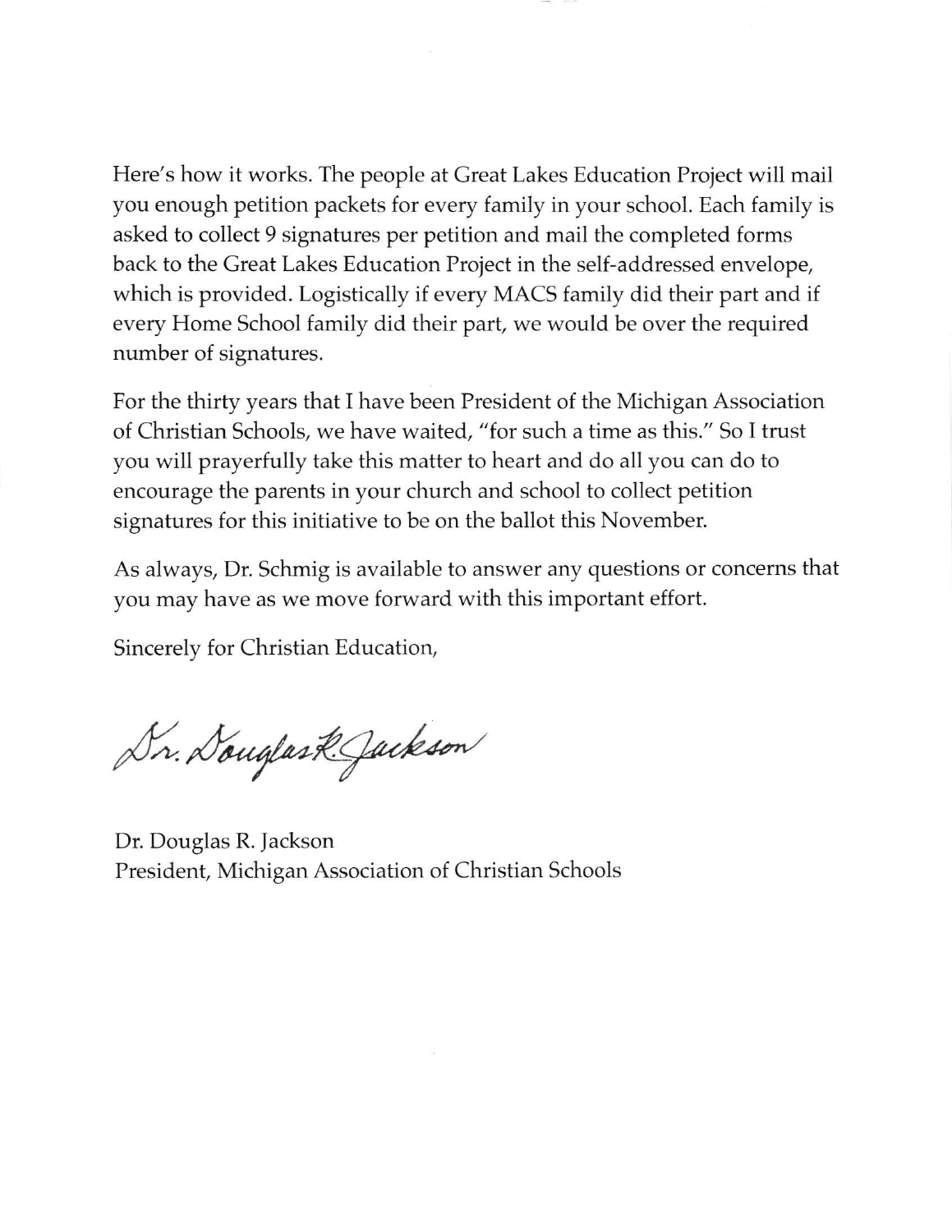Here's how it works. The people at Great Lakes Education Project will mail you enough petition packets for every family in your school. Each family is asked to collect 9 signatures per petition and mail the completed forms back to the Great Lakes Education Project in the self-addressed envelope, which is provided. Logistically if every MACS family did their part and if every Home School family did their part, we would be over the required number of signatures.

For the thirty years that I have been President of the Michigan Association of Christian Schools, we have waited, "for such a time as this." So I trust you will prayerfully take this matter to heart and do all you can do to encourage the parents in your church and school to collect petition signatures for this initiative to be on the ballot this November.

As always, Dr. Schmig is available to answer any questions or concerns that you may have as we move forward with this important effort.

Sincerely for Christian Education,

Dr. Douglas R. Jackson

Dr. Douglas R. Jackson
President, Michigan Association of Christian Schools